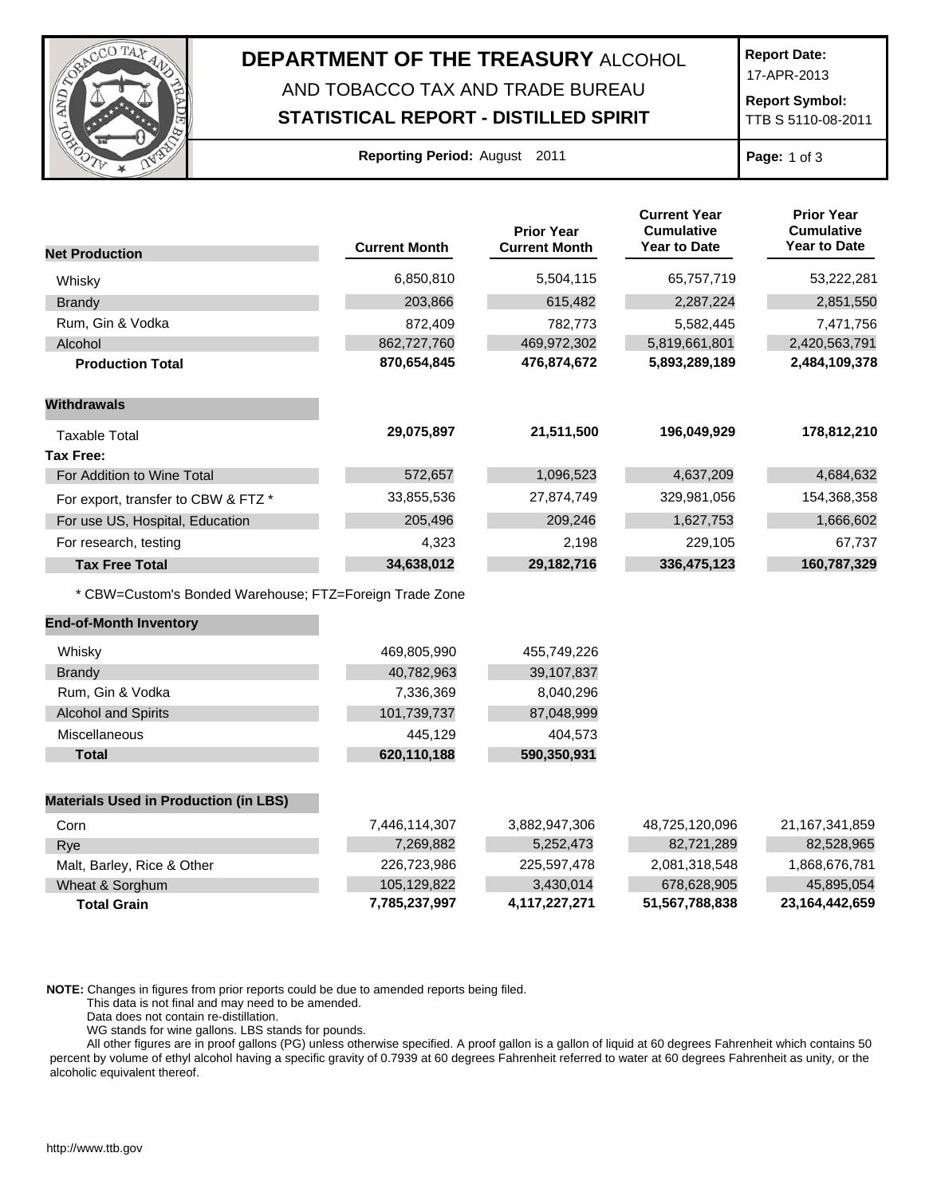# DEPARTMENT OF THE TREASURY ALCOHOL AND TOBACCO TAX AND TRADE BUREAU

## STATISTICAL REPORT - DISTILLED SPIRIT

**Report Date:** 17-APR-2013

**Report Symbol:** TTB S 5110-08-2011

**Reporting Period:** August 2011

| Net Production | Current Month | Prior Year Current Month | Current Year Cumulative Year to Date | Prior Year Cumulative Year to Date |
|---|---|---|---|---|
| Whisky | 6,850,810 | 5,504,115 | 65,757,719 | 53,222,281 |
| Brandy | 203,866 | 615,482 | 2,287,224 | 2,851,550 |
| Rum, Gin & Vodka | 872,409 | 782,773 | 5,582,445 | 7,471,756 |
| Alcohol | 862,727,760 | 469,972,302 | 5,819,661,801 | 2,420,563,791 |
| **Production Total** | **870,654,845** | **476,874,672** | **5,893,289,189** | **2,484,109,378** |

| Withdrawals | Current Month | Prior Year Current Month | Current Year Cumulative Year to Date | Prior Year Cumulative Year to Date |
|---|---|---|---|---|
| Taxable Total | **29,075,897** | **21,511,500** | **196,049,929** | **178,812,210** |
| **Tax Free:** | | | | |
| For Addition to Wine Total | 572,657 | 1,096,523 | 4,637,209 | 4,684,632 |
| For export, transfer to CBW & FTZ * | 33,855,536 | 27,874,749 | 329,981,056 | 154,368,358 |
| For use US, Hospital, Education | 205,496 | 209,246 | 1,627,753 | 1,666,602 |
| For research, testing | 4,323 | 2,198 | 229,105 | 67,737 |
| **Tax Free Total** | **34,638,012** | **29,182,716** | **336,475,123** | **160,787,329** |

* CBW=Custom's Bonded Warehouse; FTZ=Foreign Trade Zone

| End-of-Month Inventory | Current Month | Prior Year Current Month |
|---|---|---|
| Whisky | 469,805,990 | 455,749,226 |
| Brandy | 40,782,963 | 39,107,837 |
| Rum, Gin & Vodka | 7,336,369 | 8,040,296 |
| Alcohol and Spirits | 101,739,737 | 87,048,999 |
| Miscellaneous | 445,129 | 404,573 |
| **Total** | **620,110,188** | **590,350,931** |

| Materials Used in Production (in LBS) | Current Month | Prior Year Current Month | Current Year Cumulative Year to Date | Prior Year Cumulative Year to Date |
|---|---|---|---|---|
| Corn | 7,446,114,307 | 3,882,947,306 | 48,725,120,096 | 21,167,341,859 |
| Rye | 7,269,882 | 5,252,473 | 82,721,289 | 82,528,965 |
| Malt, Barley, Rice & Other | 226,723,986 | 225,597,478 | 2,081,318,548 | 1,868,676,781 |
| Wheat & Sorghum | 105,129,822 | 3,430,014 | 678,628,905 | 45,895,054 |
| **Total Grain** | **7,785,237,997** | **4,117,227,271** | **51,567,788,838** | **23,164,442,659** |

**NOTE:** Changes in figures from prior reports could be due to amended reports being filed.
This data is not final and may need to be amended.
Data does not contain re-distillation.
WG stands for wine gallons. LBS stands for pounds.
All other figures are in proof gallons (PG) unless otherwise specified. A proof gallon is a gallon of liquid at 60 degrees Fahrenheit which contains 50 percent by volume of ethyl alcohol having a specific gravity of 0.7939 at 60 degrees Fahrenheit referred to water at 60 degrees Fahrenheit as unity, or the alcoholic equivalent thereof.

http://www.ttb.gov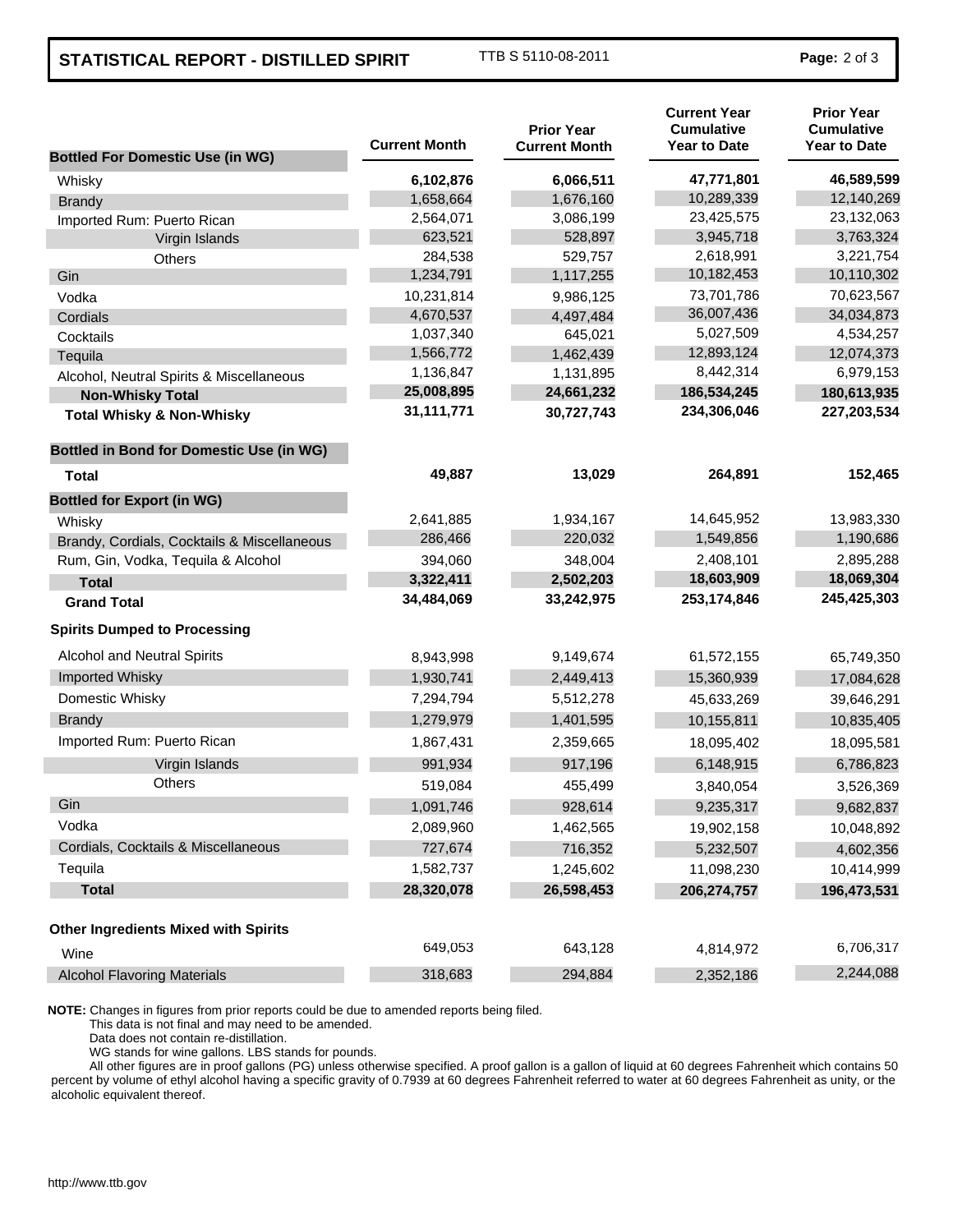# STATISTICAL REPORT - DISTILLED SPIRIT

TTB S 5110-08-2011

| Bottled For Domestic Use (in WG) | Current Month | Prior Year Current Month | Current Year Cumulative Year to Date | Prior Year Cumulative Year to Date |
|---|---|---|---|---|
| Whisky | **6,102,876** | **6,066,511** | **47,771,801** | **46,589,599** |
| Brandy | 1,658,664 | 1,676,160 | 10,289,339 | 12,140,269 |
| Imported Rum: Puerto Rican | 2,564,071 | 3,086,199 | 23,425,575 | 23,132,063 |
| Virgin Islands | 623,521 | 528,897 | 3,945,718 | 3,763,324 |
| Others | 284,538 | 529,757 | 2,618,991 | 3,221,754 |
| Gin | 1,234,791 | 1,117,255 | 10,182,453 | 10,110,302 |
| Vodka | 10,231,814 | 9,986,125 | 73,701,786 | 70,623,567 |
| Cordials | 4,670,537 | 4,497,484 | 36,007,436 | 34,034,873 |
| Cocktails | 1,037,340 | 645,021 | 5,027,509 | 4,534,257 |
| Tequila | 1,566,772 | 1,462,439 | 12,893,124 | 12,074,373 |
| Alcohol, Neutral Spirits & Miscellaneous | 1,136,847 | 1,131,895 | 8,442,314 | 6,979,153 |
| **Non-Whisky Total** | **25,008,895** | **24,661,232** | **186,534,245** | **180,613,935** |
| **Total Whisky & Non-Whisky** | **31,111,771** | **30,727,743** | **234,306,046** | **227,203,534** |
| **Bottled in Bond for Domestic Use (in WG)** | | | | |
| **Total** | **49,887** | **13,029** | **264,891** | **152,465** |
| **Bottled for Export (in WG)** | | | | |
| Whisky | 2,641,885 | 1,934,167 | 14,645,952 | 13,983,330 |
| Brandy, Cordials, Cocktails & Miscellaneous | 286,466 | 220,032 | 1,549,856 | 1,190,686 |
| Rum, Gin, Vodka, Tequila & Alcohol | 394,060 | 348,004 | 2,408,101 | 2,895,288 |
| **Total** | **3,322,411** | **2,502,203** | **18,603,909** | **18,069,304** |
| **Grand Total** | **34,484,069** | **33,242,975** | **253,174,846** | **245,425,303** |
| **Spirits Dumped to Processing** | | | | |
| Alcohol and Neutral Spirits | 8,943,998 | 9,149,674 | 61,572,155 | 65,749,350 |
| Imported Whisky | 1,930,741 | 2,449,413 | 15,360,939 | 17,084,628 |
| Domestic Whisky | 7,294,794 | 5,512,278 | 45,633,269 | 39,646,291 |
| Brandy | 1,279,979 | 1,401,595 | 10,155,811 | 10,835,405 |
| Imported Rum: Puerto Rican | 1,867,431 | 2,359,665 | 18,095,402 | 18,095,581 |
| Virgin Islands | 991,934 | 917,196 | 6,148,915 | 6,786,823 |
| Others | 519,084 | 455,499 | 3,840,054 | 3,526,369 |
| Gin | 1,091,746 | 928,614 | 9,235,317 | 9,682,837 |
| Vodka | 2,089,960 | 1,462,565 | 19,902,158 | 10,048,892 |
| Cordials, Cocktails & Miscellaneous | 727,674 | 716,352 | 5,232,507 | 4,602,356 |
| Tequila | 1,582,737 | 1,245,602 | 11,098,230 | 10,414,999 |
| **Total** | **28,320,078** | **26,598,453** | **206,274,757** | **196,473,531** |
| **Other Ingredients Mixed with Spirits** | | | | |
| Wine | 649,053 | 643,128 | 4,814,972 | 6,706,317 |
| Alcohol Flavoring Materials | 318,683 | 294,884 | 2,352,186 | 2,244,088 |

**NOTE:** Changes in figures from prior reports could be due to amended reports being filed.
This data is not final and may need to be amended.
Data does not contain re-distillation.
WG stands for wine gallons. LBS stands for pounds.
All other figures are in proof gallons (PG) unless otherwise specified. A proof gallon is a gallon of liquid at 60 degrees Fahrenheit which contains 50 percent by volume of ethyl alcohol having a specific gravity of 0.7939 at 60 degrees Fahrenheit referred to water at 60 degrees Fahrenheit as unity, or the alcoholic equivalent thereof.

http://www.ttb.gov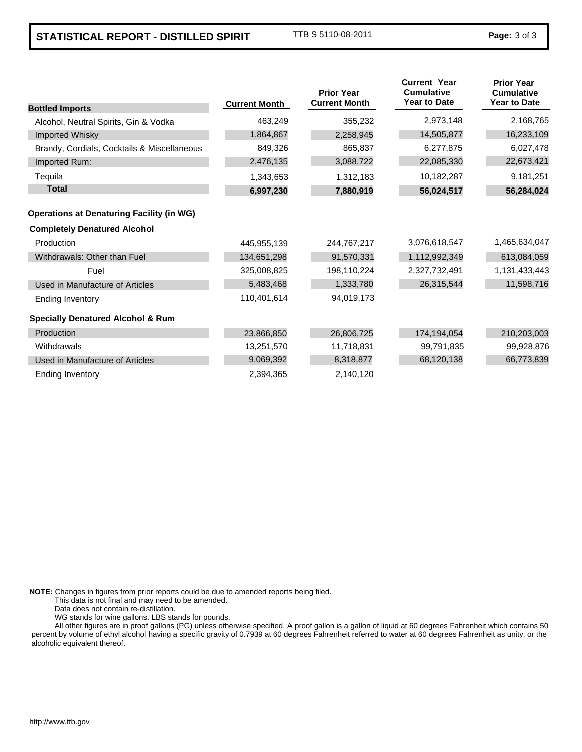## STATISTICAL REPORT - DISTILLED SPIRIT

TTB S 5110-08-2011

| Bottled Imports | Current Month | Prior Year Current Month | Current Year Cumulative Year to Date | Prior Year Cumulative Year to Date |
|---|---|---|---|---|
| Alcohol, Neutral Spirits, Gin & Vodka | 463,249 | 355,232 | 2,973,148 | 2,168,765 |
| Imported Whisky | 1,864,867 | 2,258,945 | 14,505,877 | 16,233,109 |
| Brandy, Cordials, Cocktails & Miscellaneous | 849,326 | 865,837 | 6,277,875 | 6,027,478 |
| Imported Rum: | 2,476,135 | 3,088,722 | 22,085,330 | 22,673,421 |
| Tequila | 1,343,653 | 1,312,183 | 10,182,287 | 9,181,251 |
| **Total** | **6,997,230** | **7,880,919** | **56,024,517** | **56,284,024** |
| **Operations at Denaturing Facility (in WG)** | | | | |
| **Completely Denatured Alcohol** | | | | |
| Production | 445,955,139 | 244,767,217 | 3,076,618,547 | 1,465,634,047 |
| Withdrawals: Other than Fuel | 134,651,298 | 91,570,331 | 1,112,992,349 | 613,084,059 |
| Fuel | 325,008,825 | 198,110,224 | 2,327,732,491 | 1,131,433,443 |
| Used in Manufacture of Articles | 5,483,468 | 1,333,780 | 26,315,544 | 11,598,716 |
| Ending Inventory | 110,401,614 | 94,019,173 | | |
| **Specially Denatured Alcohol & Rum** | | | | |
| Production | 23,866,850 | 26,806,725 | 174,194,054 | 210,203,003 |
| Withdrawals | 13,251,570 | 11,718,831 | 99,791,835 | 99,928,876 |
| Used in Manufacture of Articles | 9,069,392 | 8,318,877 | 68,120,138 | 66,773,839 |
| Ending Inventory | 2,394,365 | 2,140,120 | | |

**NOTE:** Changes in figures from prior reports could be due to amended reports being filed.
This data is not final and may need to be amended.
Data does not contain re-distillation.
WG stands for wine gallons. LBS stands for pounds.
All other figures are in proof gallons (PG) unless otherwise specified. A proof gallon is a gallon of liquid at 60 degrees Fahrenheit which contains 50 percent by volume of ethyl alcohol having a specific gravity of 0.7939 at 60 degrees Fahrenheit referred to water at 60 degrees Fahrenheit as unity, or the alcoholic equivalent thereof.

http://www.ttb.gov